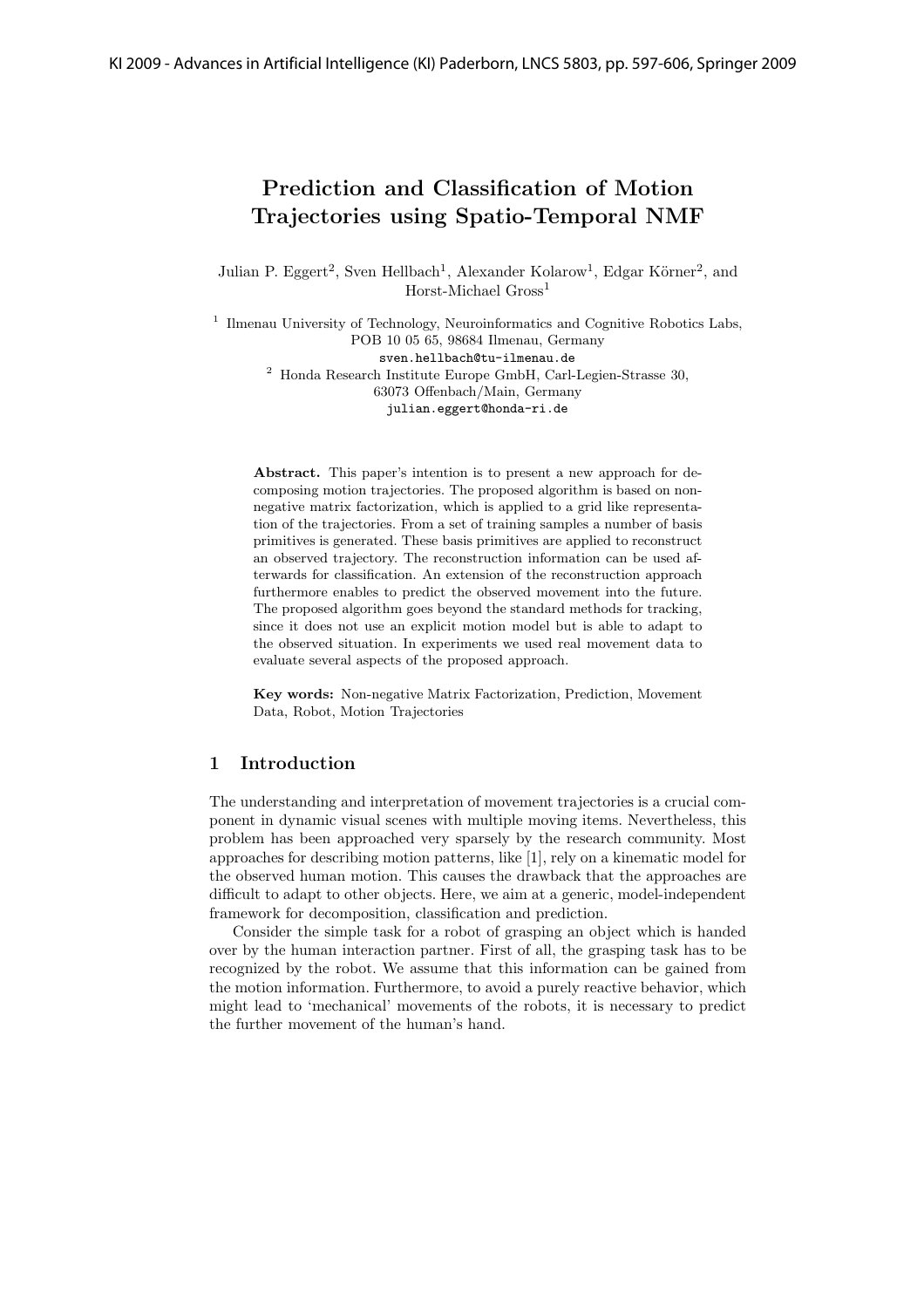KI 2009 - Advances in Artificial Intelligence (KI) Paderborn, LNCS 5803, pp. 597-606, Springer 2009

# Prediction and Classification of Motion Trajectories using Spatio-Temporal NMF

Julian P. Eggert[2], Sven Hellbach[1], Alexander Kolarow[1], Edgar Körner[2], and Horst-Michael Gross[1]

[1] Ilmenau University of Technology, Neuroinformatics and Cognitive Robotics Labs, POB 10 05 65, 98684 Ilmenau, Germany
sven.hellbach@tu-ilmenau.de

[2] Honda Research Institute Europe GmbH, Carl-Legien-Strasse 30, 63073 Offenbach/Main, Germany
julian.eggert@honda-ri.de

**Abstract.** This paper's intention is to present a new approach for decomposing motion trajectories. The proposed algorithm is based on non-negative matrix factorization, which is applied to a grid like representation of the trajectories. From a set of training samples a number of basis primitives is generated. These basis primitives are applied to reconstruct an observed trajectory. The reconstruction information can be used afterwards for classification. An extension of the reconstruction approach furthermore enables to predict the observed movement into the future. The proposed algorithm goes beyond the standard methods for tracking, since it does not use an explicit motion model but is able to adapt to the observed situation. In experiments we used real movement data to evaluate several aspects of the proposed approach.

**Key words:** Non-negative Matrix Factorization, Prediction, Movement Data, Robot, Motion Trajectories

## 1 Introduction

The understanding and interpretation of movement trajectories is a crucial component in dynamic visual scenes with multiple moving items. Nevertheless, this problem has been approached very sparsely by the research community. Most approaches for describing motion patterns, like [1], rely on a kinematic model for the observed human motion. This causes the drawback that the approaches are difficult to adapt to other objects. Here, we aim at a generic, model-independent framework for decomposition, classification and prediction.

Consider the simple task for a robot of grasping an object which is handed over by the human interaction partner. First of all, the grasping task has to be recognized by the robot. We assume that this information can be gained from the motion information. Furthermore, to avoid a purely reactive behavior, which might lead to 'mechanical' movements of the robots, it is necessary to predict the further movement of the human's hand.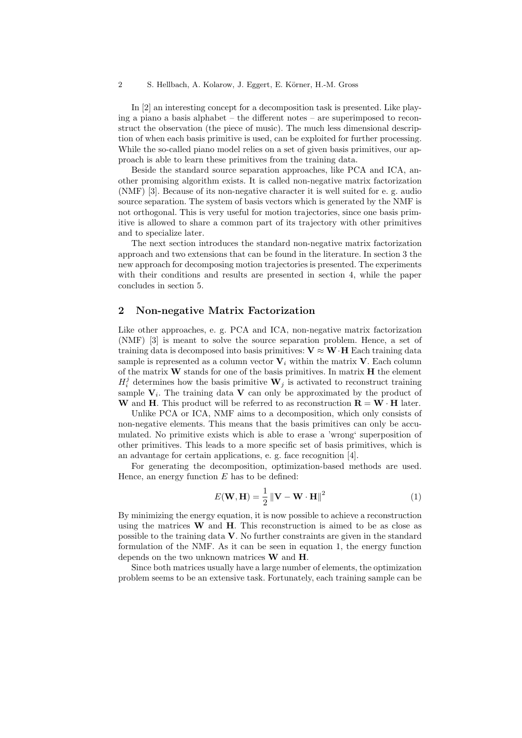In [2] an interesting concept for a decomposition task is presented. Like playing a piano a basis alphabet – the different notes – are superimposed to reconstruct the observation (the piece of music). The much less dimensional description of when each basis primitive is used, can be exploited for further processing. While the so-called piano model relies on a set of given basis primitives, our approach is able to learn these primitives from the training data.

Beside the standard source separation approaches, like PCA and ICA, another promising algorithm exists. It is called non-negative matrix factorization (NMF) [3]. Because of its non-negative character it is well suited for e. g. audio source separation. The system of basis vectors which is generated by the NMF is not orthogonal. This is very useful for motion trajectories, since one basis primitive is allowed to share a common part of its trajectory with other primitives and to specialize later.

The next section introduces the standard non-negative matrix factorization approach and two extensions that can be found in the literature. In section 3 the new approach for decomposing motion trajectories is presented. The experiments with their conditions and results are presented in section 4, while the paper concludes in section 5.

## 2 Non-negative Matrix Factorization

Like other approaches, e. g. PCA and ICA, non-negative matrix factorization (NMF) [3] is meant to solve the source separation problem. Hence, a set of training data is decomposed into basis primitives: $\mathbf{V} \approx \mathbf{W} \cdot \mathbf{H}$ Each training data sample is represented as a column vector $\mathbf{V}_i$ within the matrix $\mathbf{V}$. Each column of the matrix $\mathbf{W}$ stands for one of the basis primitives. In matrix $\mathbf{H}$ the element $H_i^j$ determines how the basis primitive $\mathbf{W}_j$ is activated to reconstruct training sample $\mathbf{V}_i$. The training data $\mathbf{V}$ can only be approximated by the product of $\mathbf{W}$ and $\mathbf{H}$. This product will be referred to as reconstruction $\mathbf{R} = \mathbf{W} \cdot \mathbf{H}$ later.

Unlike PCA or ICA, NMF aims to a decomposition, which only consists of non-negative elements. This means that the basis primitives can only be accumulated. No primitive exists which is able to erase a 'wrong' superposition of other primitives. This leads to a more specific set of basis primitives, which is an advantage for certain applications, e. g. face recognition [4].

For generating the decomposition, optimization-based methods are used. Hence, an energy function $E$ has to be defined:

$$E(\mathbf{W}, \mathbf{H}) = \frac{1}{2} \left\| \mathbf{V} - \mathbf{W} \cdot \mathbf{H} \right\|^2 \tag{1}$$

By minimizing the energy equation, it is now possible to achieve a reconstruction using the matrices $\mathbf{W}$ and $\mathbf{H}$. This reconstruction is aimed to be as close as possible to the training data $\mathbf{V}$. No further constraints are given in the standard formulation of the NMF. As it can be seen in equation 1, the energy function depends on the two unknown matrices $\mathbf{W}$ and $\mathbf{H}$.

Since both matrices usually have a large number of elements, the optimization problem seems to be an extensive task. Fortunately, each training sample can be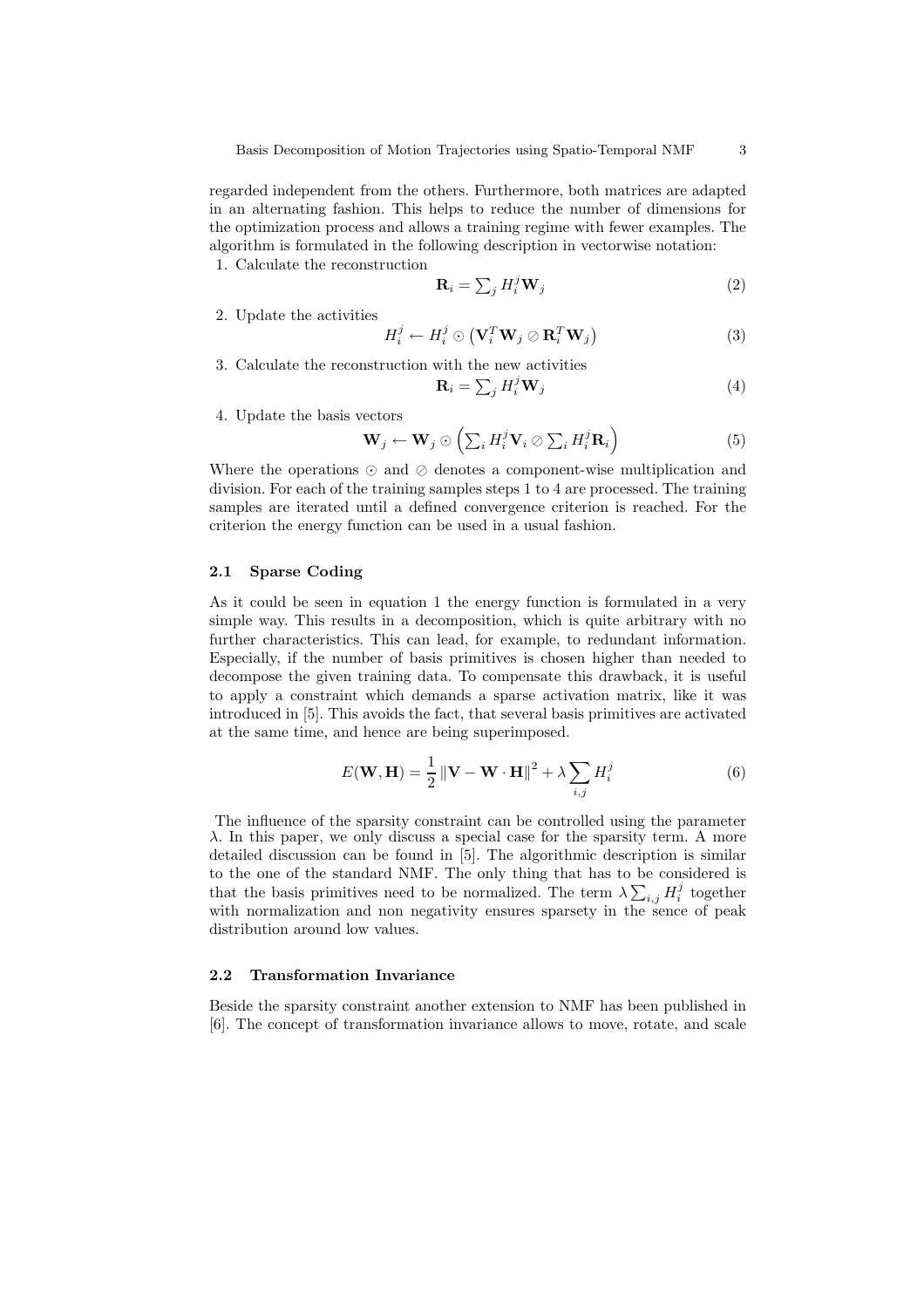regarded independent from the others. Furthermore, both matrices are adapted in an alternating fashion. This helps to reduce the number of dimensions for the optimization process and allows a training regime with fewer examples. The algorithm is formulated in the following description in vectorwise notation:

1. Calculate the reconstruction

$$\mathbf{R}_i = \sum_j H_i^j \mathbf{W}_j \tag{2}$$

2. Update the activities

$$H_i^j \leftarrow H_i^j \odot \left( \mathbf{V}_i^T \mathbf{W}_j \oslash \mathbf{R}_i^T \mathbf{W}_j \right) \tag{3}$$

3. Calculate the reconstruction with the new activities

$$\mathbf{R}_i = \sum_j H_i^j \mathbf{W}_j \tag{4}$$

4. Update the basis vectors

$$\mathbf{W}_j \leftarrow \mathbf{W}_j \odot \left( \sum_i H_i^j \mathbf{V}_i \oslash \sum_i H_i^j \mathbf{R}_i \right) \tag{5}$$

Where the operations $\odot$ and $\oslash$ denotes a component-wise multiplication and division. For each of the training samples steps 1 to 4 are processed. The training samples are iterated until a defined convergence criterion is reached. For the criterion the energy function can be used in a usual fashion.

### 2.1 Sparse Coding

As it could be seen in equation 1 the energy function is formulated in a very simple way. This results in a decomposition, which is quite arbitrary with no further characteristics. This can lead, for example, to redundant information. Especially, if the number of basis primitives is chosen higher than needed to decompose the given training data. To compensate this drawback, it is useful to apply a constraint which demands a sparse activation matrix, like it was introduced in [5]. This avoids the fact, that several basis primitives are activated at the same time, and hence are being superimposed.

$$E(\mathbf{W}, \mathbf{H}) = \frac{1}{2} \left\| \mathbf{V} - \mathbf{W} \cdot \mathbf{H} \right\|^2 + \lambda \sum_{i,j} H_i^j \tag{6}$$

The influence of the sparsity constraint can be controlled using the parameter $\lambda$. In this paper, we only discuss a special case for the sparsity term. A more detailed discussion can be found in [5]. The algorithmic description is similar to the one of the standard NMF. The only thing that has to be considered is that the basis primitives need to be normalized. The term $\lambda \sum_{i,j} H_i^j$ together with normalization and non negativity ensures sparsety in the sence of peak distribution around low values.

### 2.2 Transformation Invariance

Beside the sparsity constraint another extension to NMF has been published in [6]. The concept of transformation invariance allows to move, rotate, and scale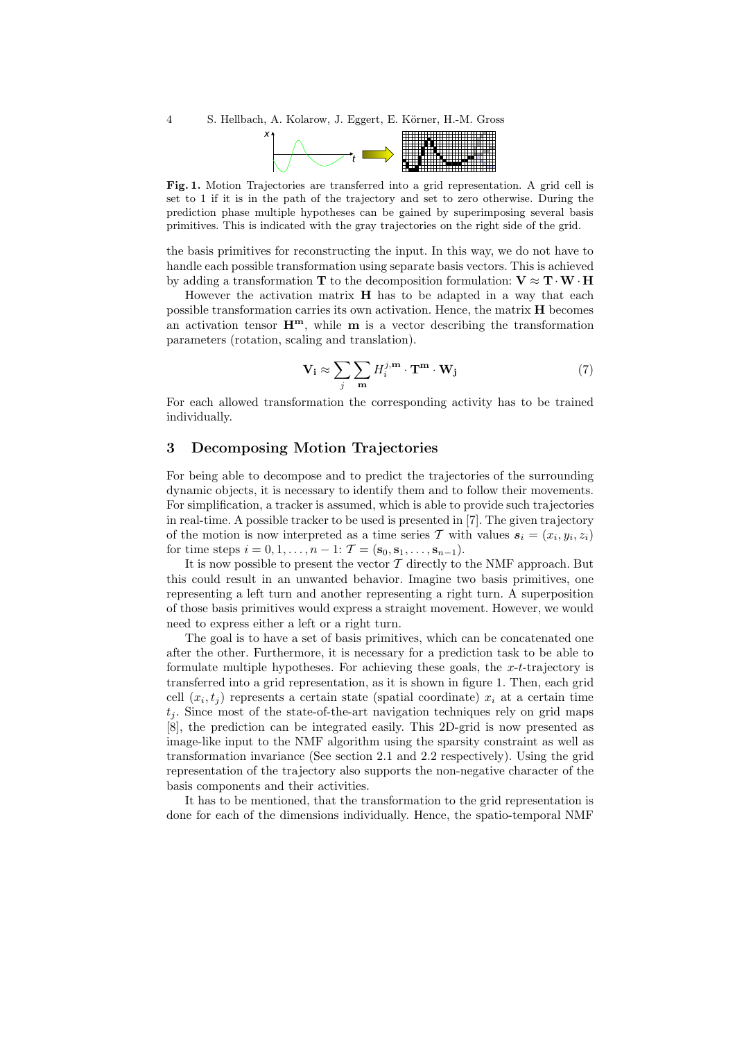**Fig. 1.** Motion Trajectories are transferred into a grid representation. A grid cell is set to 1 if it is in the path of the trajectory and set to zero otherwise. During the prediction phase multiple hypotheses can be gained by superimposing several basis primitives. This is indicated with the gray trajectories on the right side of the grid.

the basis primitives for reconstructing the input. In this way, we do not have to handle each possible transformation using separate basis vectors. This is achieved by adding a transformation $\mathbf{T}$ to the decomposition formulation: $\mathbf{V} \approx \mathbf{T} \cdot \mathbf{W} \cdot \mathbf{H}$

However the activation matrix $\mathbf{H}$ has to be adapted in a way that each possible transformation carries its own activation. Hence, the matrix $\mathbf{H}$ becomes an activation tensor $\mathbf{H}^{\mathbf{m}}$, while $\mathbf{m}$ is a vector describing the transformation parameters (rotation, scaling and translation).

$$\mathbf{V_i} \approx \sum_{j} \sum_{\mathbf{m}} H_i^{j,\mathbf{m}} \cdot \mathbf{T}^{\mathbf{m}} \cdot \mathbf{W_j} \tag{7}$$

For each allowed transformation the corresponding activity has to be trained individually.

## 3 Decomposing Motion Trajectories

For being able to decompose and to predict the trajectories of the surrounding dynamic objects, it is necessary to identify them and to follow their movements. For simplification, a tracker is assumed, which is able to provide such trajectories in real-time. A possible tracker to be used is presented in [7]. The given trajectory of the motion is now interpreted as a time series $\mathcal{T}$ with values $\boldsymbol{s}_i = (x_i, y_i, z_i)$ for time steps $i = 0, 1, \ldots, n-1$: $\mathcal{T} = (\mathbf{s}_0, \mathbf{s}_1, \ldots, \mathbf{s}_{n-1})$.

It is now possible to present the vector $\mathcal{T}$ directly to the NMF approach. But this could result in an unwanted behavior. Imagine two basis primitives, one representing a left turn and another representing a right turn. A superposition of those basis primitives would express a straight movement. However, we would need to express either a left or a right turn.

The goal is to have a set of basis primitives, which can be concatenated one after the other. Furthermore, it is necessary for a prediction task to be able to formulate multiple hypotheses. For achieving these goals, the $x$-$t$-trajectory is transferred into a grid representation, as it is shown in figure 1. Then, each grid cell $(x_i, t_j)$ represents a certain state (spatial coordinate) $x_i$ at a certain time $t_j$. Since most of the state-of-the-art navigation techniques rely on grid maps [8], the prediction can be integrated easily. This 2D-grid is now presented as image-like input to the NMF algorithm using the sparsity constraint as well as transformation invariance (See section 2.1 and 2.2 respectively). Using the grid representation of the trajectory also supports the non-negative character of the basis components and their activities.

It has to be mentioned, that the transformation to the grid representation is done for each of the dimensions individually. Hence, the spatio-temporal NMF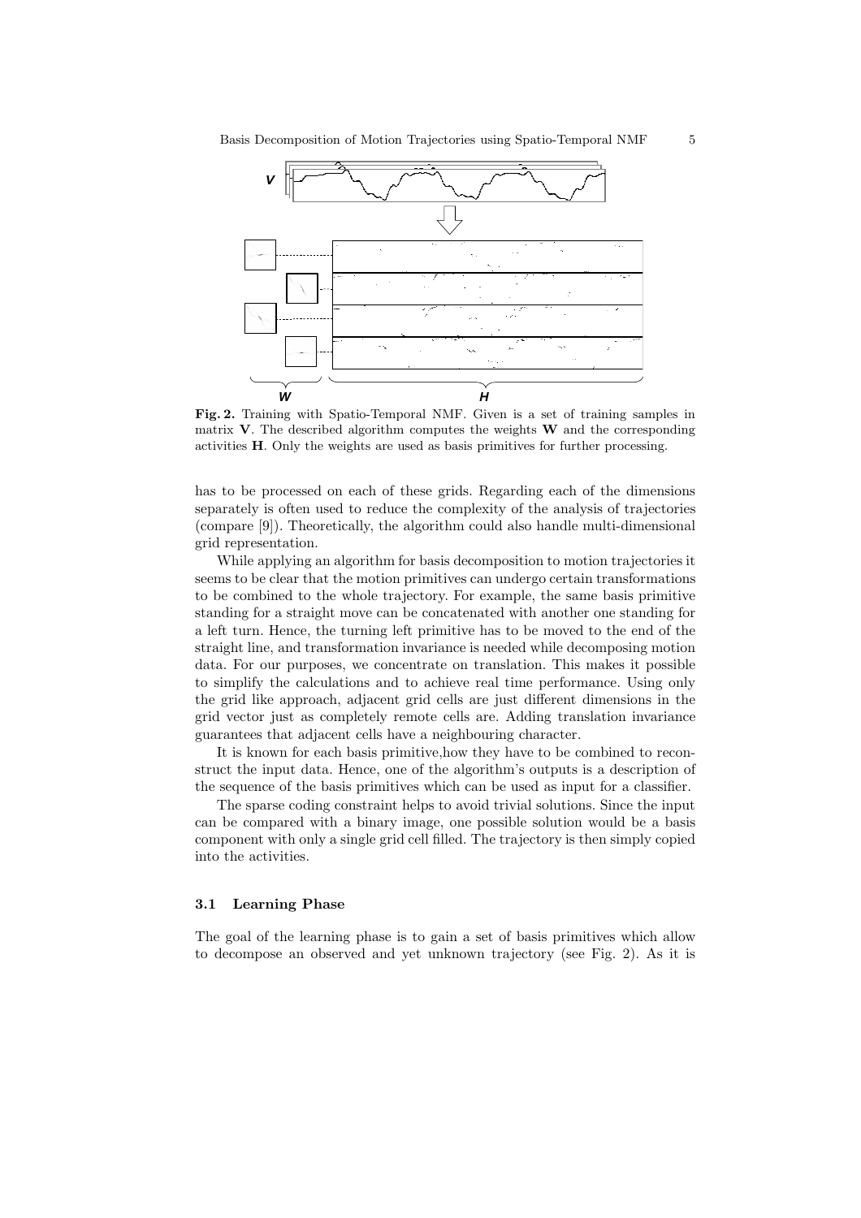**Fig. 2.** Training with Spatio-Temporal NMF. Given is a set of training samples in matrix **V**. The described algorithm computes the weights **W** and the corresponding activities **H**. Only the weights are used as basis primitives for further processing.

has to be processed on each of these grids. Regarding each of the dimensions separately is often used to reduce the complexity of the analysis of trajectories (compare [9]). Theoretically, the algorithm could also handle multi-dimensional grid representation.

While applying an algorithm for basis decomposition to motion trajectories it seems to be clear that the motion primitives can undergo certain transformations to be combined to the whole trajectory. For example, the same basis primitive standing for a straight move can be concatenated with another one standing for a left turn. Hence, the turning left primitive has to be moved to the end of the straight line, and transformation invariance is needed while decomposing motion data. For our purposes, we concentrate on translation. This makes it possible to simplify the calculations and to achieve real time performance. Using only the grid like approach, adjacent grid cells are just different dimensions in the grid vector just as completely remote cells are. Adding translation invariance guarantees that adjacent cells have a neighbouring character.

It is known for each basis primitive,how they have to be combined to reconstruct the input data. Hence, one of the algorithm's outputs is a description of the sequence of the basis primitives which can be used as input for a classifier.

The sparse coding constraint helps to avoid trivial solutions. Since the input can be compared with a binary image, one possible solution would be a basis component with only a single grid cell filled. The trajectory is then simply copied into the activities.

### 3.1 Learning Phase

The goal of the learning phase is to gain a set of basis primitives which allow to decompose an observed and yet unknown trajectory (see Fig. 2). As it is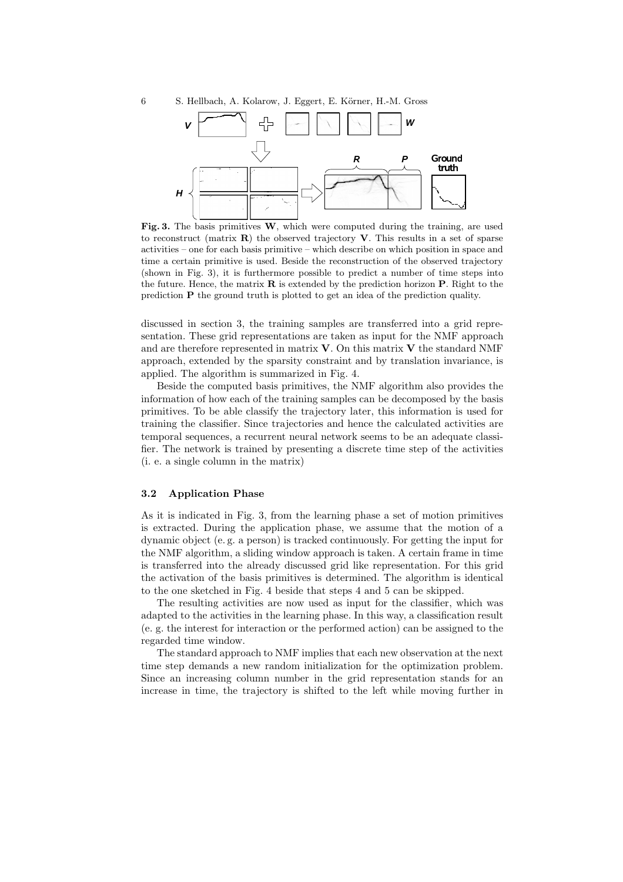**Fig. 3.** The basis primitives $\mathbf{W}$, which were computed during the training, are used to reconstruct (matrix $\mathbf{R}$) the observed trajectory $\mathbf{V}$. This results in a set of sparse activities – one for each basis primitive – which describe on which position in space and time a certain primitive is used. Beside the reconstruction of the observed trajectory (shown in Fig. 3), it is furthermore possible to predict a number of time steps into the future. Hence, the matrix $\mathbf{R}$ is extended by the prediction horizon $\mathbf{P}$. Right to the prediction $\mathbf{P}$ the ground truth is plotted to get an idea of the prediction quality.

discussed in section 3, the training samples are transferred into a grid representation. These grid representations are taken as input for the NMF approach and are therefore represented in matrix $\mathbf{V}$. On this matrix $\mathbf{V}$ the standard NMF approach, extended by the sparsity constraint and by translation invariance, is applied. The algorithm is summarized in Fig. 4.

Beside the computed basis primitives, the NMF algorithm also provides the information of how each of the training samples can be decomposed by the basis primitives. To be able classify the trajectory later, this information is used for training the classifier. Since trajectories and hence the calculated activities are temporal sequences, a recurrent neural network seems to be an adequate classifier. The network is trained by presenting a discrete time step of the activities (i. e. a single column in the matrix)

### 3.2 Application Phase

As it is indicated in Fig. 3, from the learning phase a set of motion primitives is extracted. During the application phase, we assume that the motion of a dynamic object (e. g. a person) is tracked continuously. For getting the input for the NMF algorithm, a sliding window approach is taken. A certain frame in time is transferred into the already discussed grid like representation. For this grid the activation of the basis primitives is determined. The algorithm is identical to the one sketched in Fig. 4 beside that steps 4 and 5 can be skipped.

The resulting activities are now used as input for the classifier, which was adapted to the activities in the learning phase. In this way, a classification result (e. g. the interest for interaction or the performed action) can be assigned to the regarded time window.

The standard approach to NMF implies that each new observation at the next time step demands a new random initialization for the optimization problem. Since an increasing column number in the grid representation stands for an increase in time, the trajectory is shifted to the left while moving further in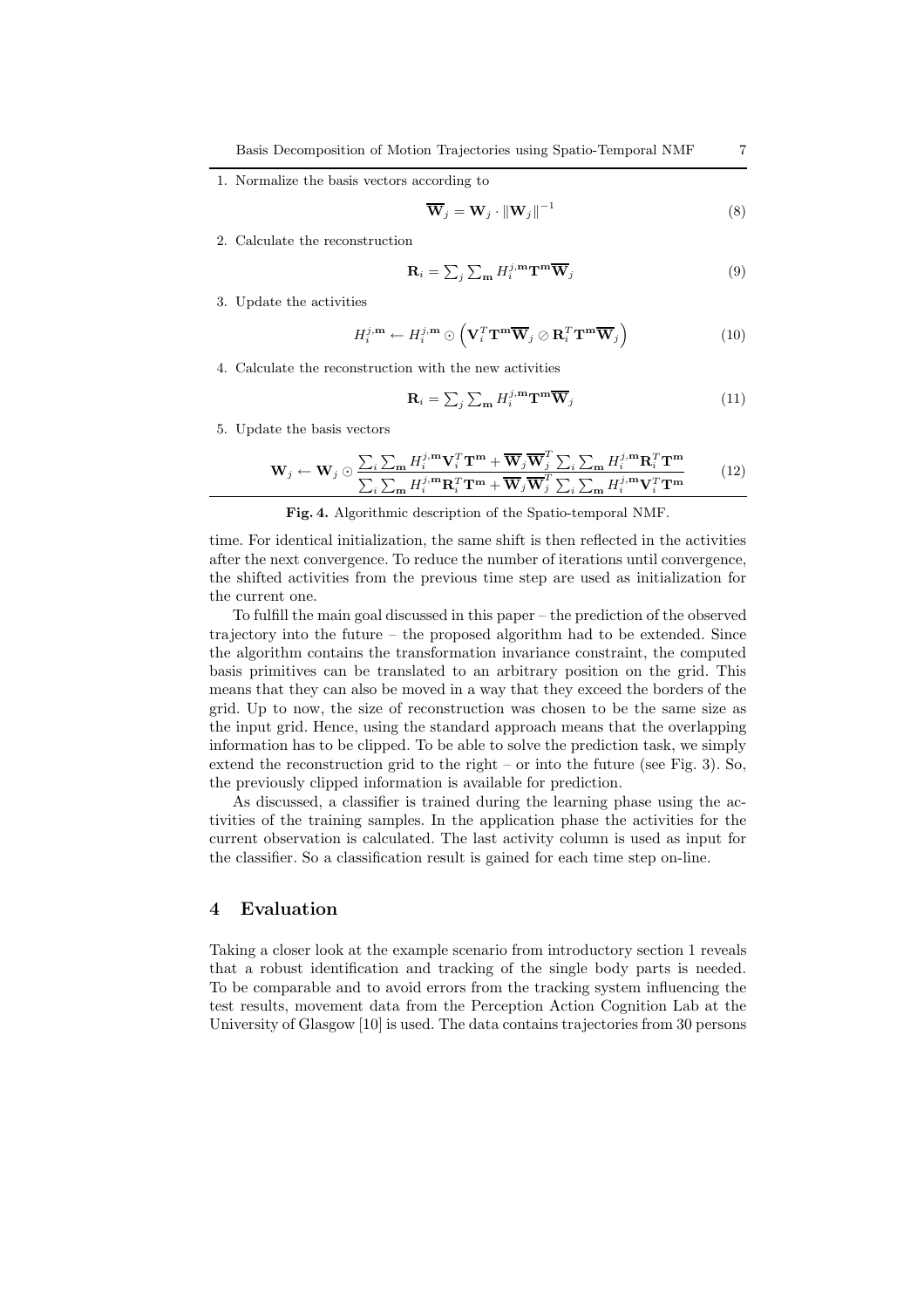1. Normalize the basis vectors according to

$$\overline{\mathbf{W}}_j = \mathbf{W}_j \cdot \|\mathbf{W}_j\|^{-1} \tag{8}$$

2. Calculate the reconstruction

$$\mathbf{R}_i = \sum_j \sum_{\mathbf{m}} H_i^{j,\mathbf{m}} \mathbf{T}^{\mathbf{m}} \overline{\mathbf{W}}_j \tag{9}$$

3. Update the activities

$$H_i^{j,\mathbf{m}} \leftarrow H_i^{j,\mathbf{m}} \odot \left( \mathbf{V}_i^T \mathbf{T}^{\mathbf{m}} \overline{\mathbf{W}}_j \oslash \mathbf{R}_i^T \mathbf{T}^{\mathbf{m}} \overline{\mathbf{W}}_j \right) \tag{10}$$

4. Calculate the reconstruction with the new activities

$$\mathbf{R}_i = \sum_j \sum_{\mathbf{m}} H_i^{j,\mathbf{m}} \mathbf{T}^{\mathbf{m}} \overline{\mathbf{W}}_j \tag{11}$$

5. Update the basis vectors

$$\mathbf{W}_j \leftarrow \mathbf{W}_j \odot \frac{\sum_i \sum_{\mathbf{m}} H_i^{j,\mathbf{m}} \mathbf{V}_i^T \mathbf{T}^{\mathbf{m}} + \overline{\mathbf{W}}_j \overline{\mathbf{W}}_j^T \sum_i \sum_{\mathbf{m}} H_i^{j,\mathbf{m}} \mathbf{R}_i^T \mathbf{T}^{\mathbf{m}}}{\sum_i \sum_{\mathbf{m}} H_i^{j,\mathbf{m}} \mathbf{R}_i^T \mathbf{T}^{\mathbf{m}} + \overline{\mathbf{W}}_j \overline{\mathbf{W}}_j^T \sum_i \sum_{\mathbf{m}} H_i^{j,\mathbf{m}} \mathbf{V}_i^T \mathbf{T}^{\mathbf{m}}} \tag{12}$$

**Fig. 4.** Algorithmic description of the Spatio-temporal NMF.

time. For identical initialization, the same shift is then reflected in the activities after the next convergence. To reduce the number of iterations until convergence, the shifted activities from the previous time step are used as initialization for the current one.

To fulfill the main goal discussed in this paper – the prediction of the observed trajectory into the future – the proposed algorithm had to be extended. Since the algorithm contains the transformation invariance constraint, the computed basis primitives can be translated to an arbitrary position on the grid. This means that they can also be moved in a way that they exceed the borders of the grid. Up to now, the size of reconstruction was chosen to be the same size as the input grid. Hence, using the standard approach means that the overlapping information has to be clipped. To be able to solve the prediction task, we simply extend the reconstruction grid to the right – or into the future (see Fig. 3). So, the previously clipped information is available for prediction.

As discussed, a classifier is trained during the learning phase using the activities of the training samples. In the application phase the activities for the current observation is calculated. The last activity column is used as input for the classifier. So a classification result is gained for each time step on-line.

## 4 Evaluation

Taking a closer look at the example scenario from introductory section 1 reveals that a robust identification and tracking of the single body parts is needed. To be comparable and to avoid errors from the tracking system influencing the test results, movement data from the Perception Action Cognition Lab at the University of Glasgow [10] is used. The data contains trajectories from 30 persons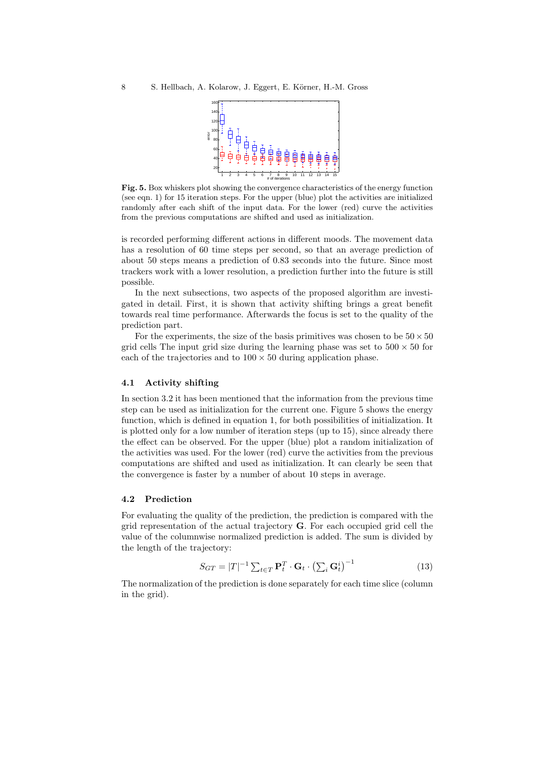**Fig. 5.** Box whiskers plot showing the convergence characteristics of the energy function (see eqn. 1) for 15 iteration steps. For the upper (blue) plot the activities are initialized randomly after each shift of the input data. For the lower (red) curve the activities from the previous computations are shifted and used as initialization.

is recorded performing different actions in different moods. The movement data has a resolution of 60 time steps per second, so that an average prediction of about 50 steps means a prediction of 0.83 seconds into the future. Since most trackers work with a lower resolution, a prediction further into the future is still possible.

In the next subsections, two aspects of the proposed algorithm are investigated in detail. First, it is shown that activity shifting brings a great benefit towards real time performance. Afterwards the focus is set to the quality of the prediction part.

For the experiments, the size of the basis primitives was chosen to be $50 \times 50$ grid cells The input grid size during the learning phase was set to $500 \times 50$ for each of the trajectories and to $100 \times 50$ during application phase.

### 4.1 Activity shifting

In section 3.2 it has been mentioned that the information from the previous time step can be used as initialization for the current one. Figure 5 shows the energy function, which is defined in equation 1, for both possibilities of initialization. It is plotted only for a low number of iteration steps (up to 15), since already there the effect can be observed. For the upper (blue) plot a random initialization of the activities was used. For the lower (red) curve the activities from the previous computations are shifted and used as initialization. It can clearly be seen that the convergence is faster by a number of about 10 steps in average.

### 4.2 Prediction

For evaluating the quality of the prediction, the prediction is compared with the grid representation of the actual trajectory $\mathbf{G}$. For each occupied grid cell the value of the columnwise normalized prediction is added. The sum is divided by the length of the trajectory:

$$S_{GT} = |T|^{-1} \sum_{t \in T} \mathbf{P}_t^T \cdot \mathbf{G}_t \cdot \left(\sum_i \mathbf{G}_t^i\right)^{-1} \tag{13}$$

The normalization of the prediction is done separately for each time slice (column in the grid).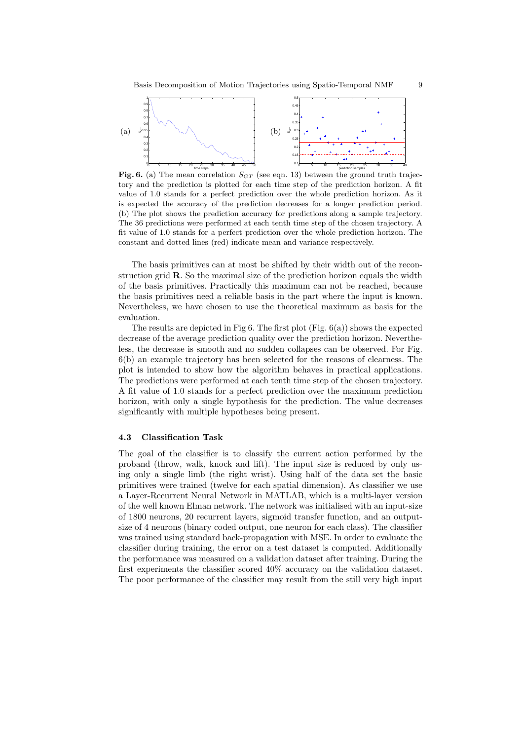**Fig. 6.** (a) The mean correlation $S_{GT}$ (see eqn. 13) between the ground truth trajectory and the prediction is plotted for each time step of the prediction horizon. A fit value of 1.0 stands for a perfect prediction over the whole prediction horizon. As it is expected the accuracy of the prediction decreases for a longer prediction period. (b) The plot shows the prediction accuracy for predictions along a sample trajectory. The 36 predictions were performed at each tenth time step of the chosen trajectory. A fit value of 1.0 stands for a perfect prediction over the whole prediction horizon. The constant and dotted lines (red) indicate mean and variance respectively.

The basis primitives can at most be shifted by their width out of the reconstruction grid $\mathbf{R}$. So the maximal size of the prediction horizon equals the width of the basis primitives. Practically this maximum can not be reached, because the basis primitives need a reliable basis in the part where the input is known. Nevertheless, we have chosen to use the theoretical maximum as basis for the evaluation.

The results are depicted in Fig 6. The first plot (Fig. 6(a)) shows the expected decrease of the average prediction quality over the prediction horizon. Nevertheless, the decrease is smooth and no sudden collapses can be observed. For Fig. 6(b) an example trajectory has been selected for the reasons of clearness. The plot is intended to show how the algorithm behaves in practical applications. The predictions were performed at each tenth time step of the chosen trajectory. A fit value of 1.0 stands for a perfect prediction over the maximum prediction horizon, with only a single hypothesis for the prediction. The value decreases significantly with multiple hypotheses being present.

### 4.3 Classification Task

The goal of the classifier is to classify the current action performed by the proband (throw, walk, knock and lift). The input size is reduced by only using only a single limb (the right wrist). Using half of the data set the basic primitives were trained (twelve for each spatial dimension). As classifier we use a Layer-Recurrent Neural Network in MATLAB, which is a multi-layer version of the well known Elman network. The network was initialised with an input-size of 1800 neurons, 20 recurrent layers, sigmoid transfer function, and an output-size of 4 neurons (binary coded output, one neuron for each class). The classifier was trained using standard back-propagation with MSE. In order to evaluate the classifier during training, the error on a test dataset is computed. Additionally the performance was measured on a validation dataset after training. During the first experiments the classifier scored 40% accuracy on the validation dataset. The poor performance of the classifier may result from the still very high input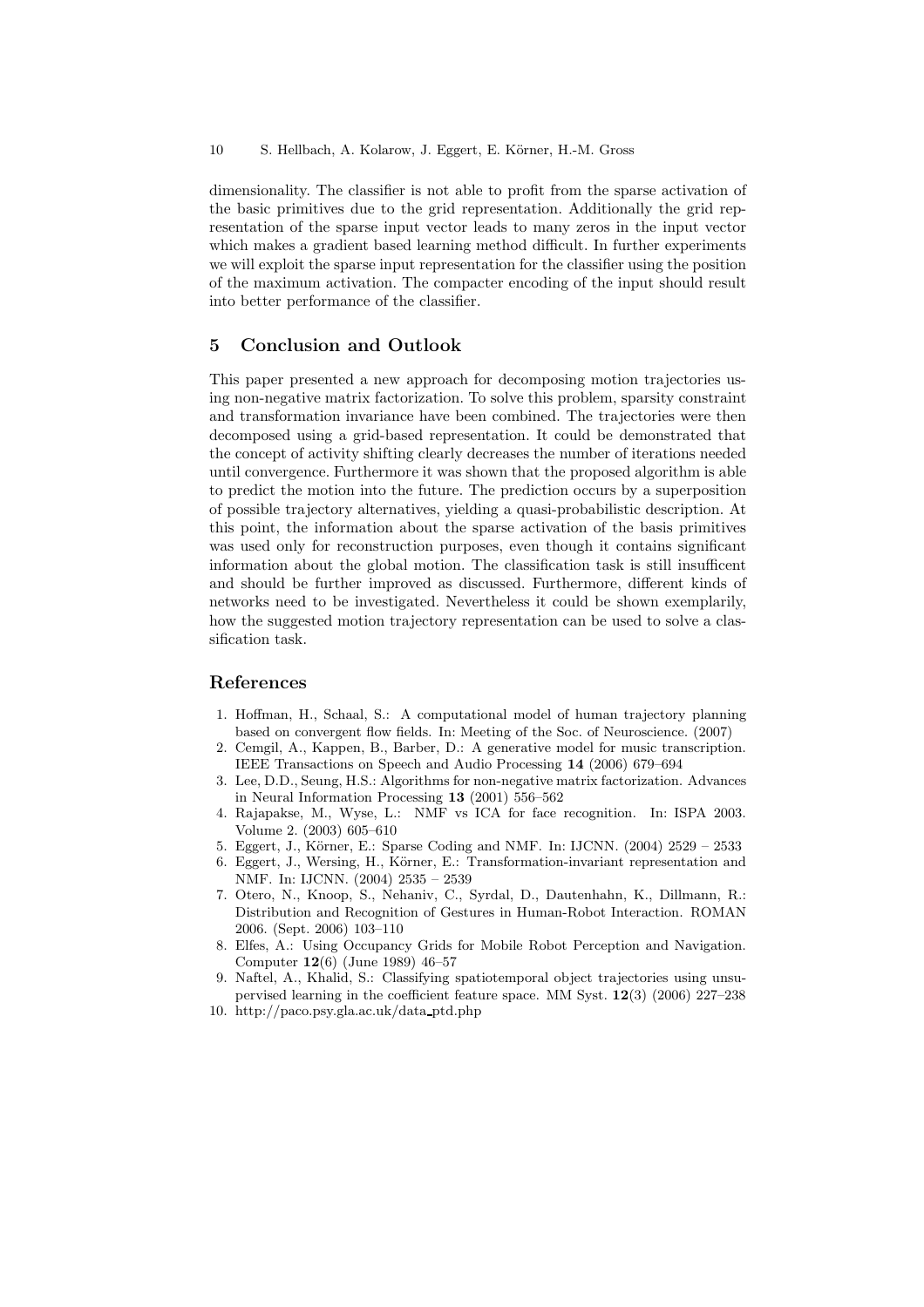dimensionality. The classifier is not able to profit from the sparse activation of the basic primitives due to the grid representation. Additionally the grid representation of the sparse input vector leads to many zeros in the input vector which makes a gradient based learning method difficult. In further experiments we will exploit the sparse input representation for the classifier using the position of the maximum activation. The compacter encoding of the input should result into better performance of the classifier.

## 5 Conclusion and Outlook

This paper presented a new approach for decomposing motion trajectories using non-negative matrix factorization. To solve this problem, sparsity constraint and transformation invariance have been combined. The trajectories were then decomposed using a grid-based representation. It could be demonstrated that the concept of activity shifting clearly decreases the number of iterations needed until convergence. Furthermore it was shown that the proposed algorithm is able to predict the motion into the future. The prediction occurs by a superposition of possible trajectory alternatives, yielding a quasi-probabilistic description. At this point, the information about the sparse activation of the basis primitives was used only for reconstruction purposes, even though it contains significant information about the global motion. The classification task is still insufficent and should be further improved as discussed. Furthermore, different kinds of networks need to be investigated. Nevertheless it could be shown exemplarily, how the suggested motion trajectory representation can be used to solve a classification task.

## References

1. Hoffman, H., Schaal, S.: A computational model of human trajectory planning based on convergent flow fields. In: Meeting of the Soc. of Neuroscience. (2007)
2. Cemgil, A., Kappen, B., Barber, D.: A generative model for music transcription. IEEE Transactions on Speech and Audio Processing **14** (2006) 679–694
3. Lee, D.D., Seung, H.S.: Algorithms for non-negative matrix factorization. Advances in Neural Information Processing **13** (2001) 556–562
4. Rajapakse, M., Wyse, L.: NMF vs ICA for face recognition. In: ISPA 2003. Volume 2. (2003) 605–610
5. Eggert, J., Körner, E.: Sparse Coding and NMF. In: IJCNN. (2004) 2529 – 2533
6. Eggert, J., Wersing, H., Körner, E.: Transformation-invariant representation and NMF. In: IJCNN. (2004) 2535 – 2539
7. Otero, N., Knoop, S., Nehaniv, C., Syrdal, D., Dautenhahn, K., Dillmann, R.: Distribution and Recognition of Gestures in Human-Robot Interaction. ROMAN 2006. (Sept. 2006) 103–110
8. Elfes, A.: Using Occupancy Grids for Mobile Robot Perception and Navigation. Computer **12**(6) (June 1989) 46–57
9. Naftel, A., Khalid, S.: Classifying spatiotemporal object trajectories using unsupervised learning in the coefficient feature space. MM Syst. **12**(3) (2006) 227–238
10. http://paco.psy.gla.ac.uk/data_ptd.php